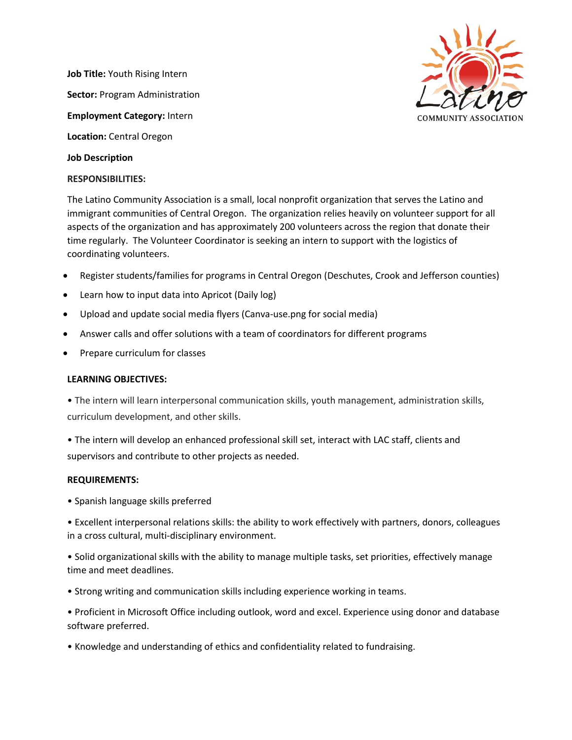**Job Title:** Youth Rising Intern

**Sector:** Program Administration

**Employment Category:** Intern

**Location:** Central Oregon

**Job Description**

**RESPONSIBILITIES:**

The Latino Community Association is a small, local nonprofit organization that serves the Latino and immigrant communities of Central Oregon. The organization relies heavily on volunteer support for all aspects of the organization and has approximately 200 volunteers across the region that donate their time regularly. The Volunteer Coordinator is seeking an intern to support with the logistics of coordinating volunteers.

- Register students/families for programs in Central Oregon (Deschutes, Crook and Jefferson counties)
- Learn how to input data into Apricot (Daily log)
- Upload and update social media flyers (Canva-use.png for social media)
- Answer calls and offer solutions with a team of coordinators for different programs
- Prepare curriculum for classes

**LEARNING OBJECTIVES:**

• The intern will learn interpersonal communication skills, youth management, administration skills, curriculum development, and other skills.

• The intern will develop an enhanced professional skill set, interact with LAC staff, clients and supervisors and contribute to other projects as needed.

**REQUIREMENTS:**

• Spanish language skills preferred

• Excellent interpersonal relations skills: the ability to work effectively with partners, donors, colleagues in a cross cultural, multi-disciplinary environment.

• Solid organizational skills with the ability to manage multiple tasks, set priorities, effectively manage time and meet deadlines.

• Strong writing and communication skills including experience working in teams.

• Proficient in Microsoft Office including outlook, word and excel. Experience using donor and database software preferred.

• Knowledge and understanding of ethics and confidentiality related to fundraising.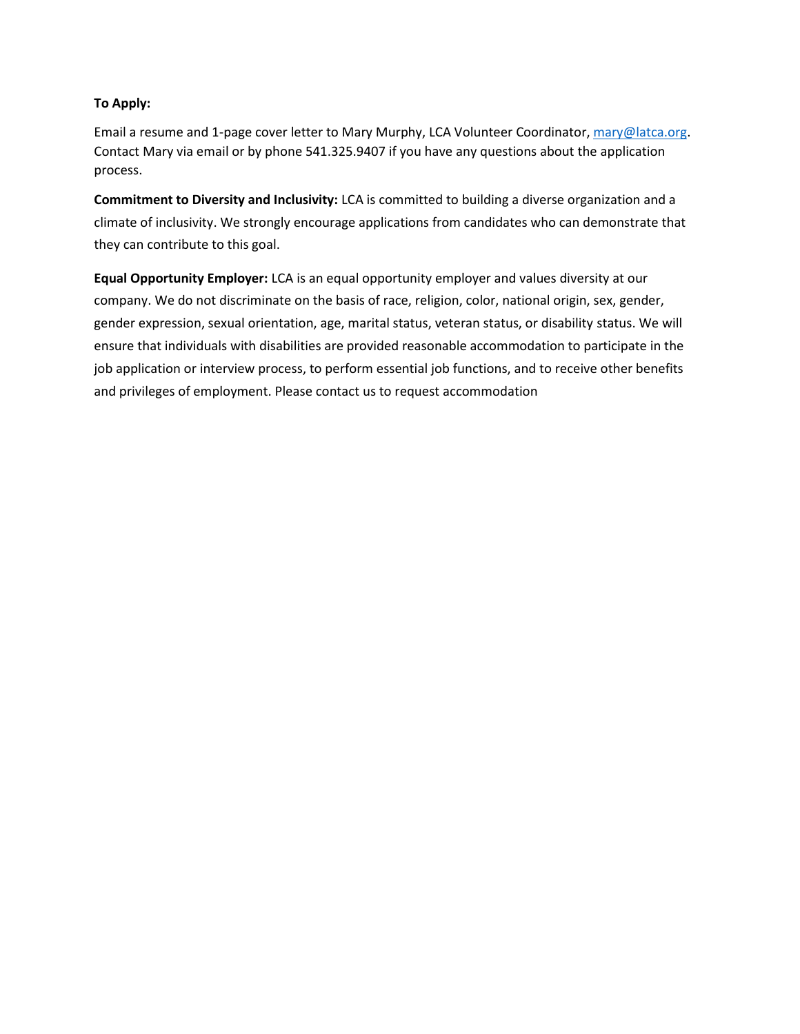**To Apply:**

Email a resume and 1-page cover letter to Mary Murphy, LCA Volunteer Coordinator, mary@latca.org. Contact Mary via email or by phone 541.325.9407 if you have any questions about the application process.

**Commitment to Diversity and Inclusivity:** LCA is committed to building a diverse organization and a climate of inclusivity. We strongly encourage applications from candidates who can demonstrate that they can contribute to this goal.

**Equal Opportunity Employer:** LCA is an equal opportunity employer and values diversity at our company. We do not discriminate on the basis of race, religion, color, national origin, sex, gender, gender expression, sexual orientation, age, marital status, veteran status, or disability status. We will ensure that individuals with disabilities are provided reasonable accommodation to participate in the job application or interview process, to perform essential job functions, and to receive other benefits and privileges of employment. Please contact us to request accommodation